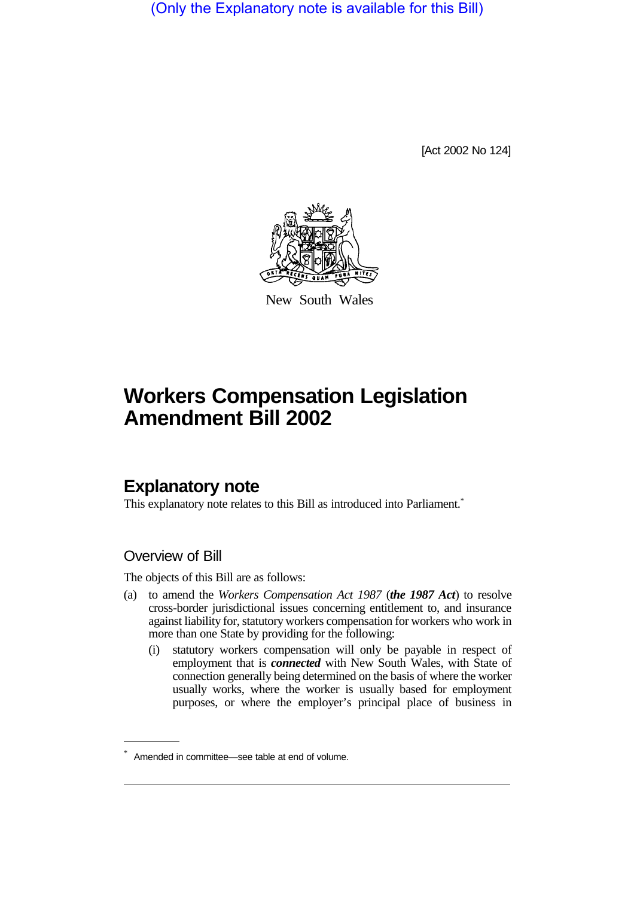(Only the Explanatory note is available for this Bill)

[Act 2002 No 124]

New South Wales

# Workers Compensation Legislation Amendment Bill 2002

## Explanatory note

This explanatory note relates to this Bill as introduced into Parliament.*

### Overview of Bill

The objects of this Bill are as follows:

(a) to amend the *Workers Compensation Act 1987* (***the 1987 Act***) to resolve cross-border jurisdictional issues concerning entitlement to, and insurance against liability for, statutory workers compensation for workers who work in more than one State by providing for the following:

   (i) statutory workers compensation will only be payable in respect of employment that is ***connected*** with New South Wales, with State of connection generally being determined on the basis of where the worker usually works, where the worker is usually based for employment purposes, or where the employer's principal place of business in

* Amended in committee—see table at end of volume.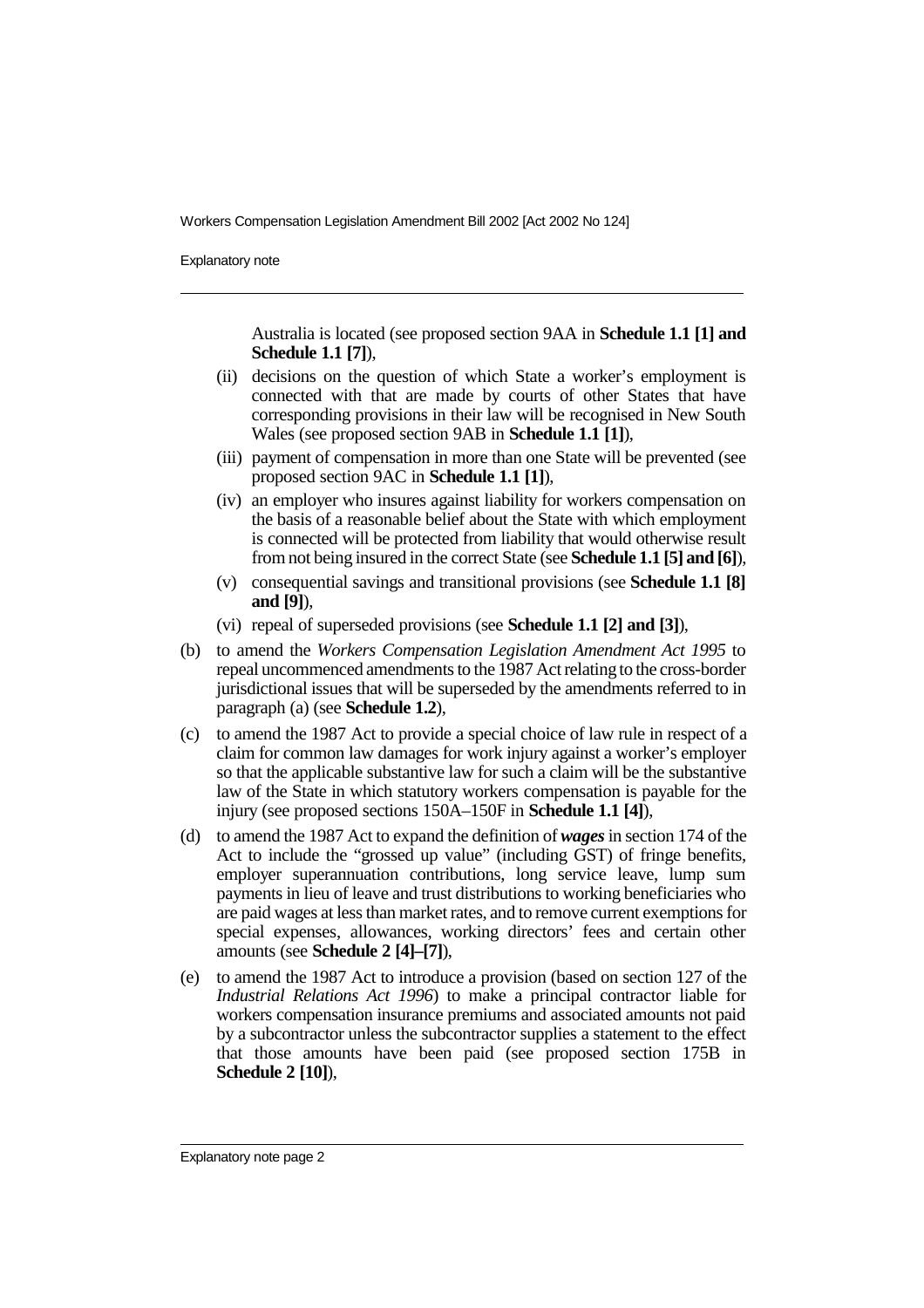Australia is located (see proposed section 9AA in **Schedule 1.1 [1] and Schedule 1.1 [7]**),

(ii) decisions on the question of which State a worker's employment is connected with that are made by courts of other States that have corresponding provisions in their law will be recognised in New South Wales (see proposed section 9AB in **Schedule 1.1 [1]**),

(iii) payment of compensation in more than one State will be prevented (see proposed section 9AC in **Schedule 1.1 [1]**),

(iv) an employer who insures against liability for workers compensation on the basis of a reasonable belief about the State with which employment is connected will be protected from liability that would otherwise result from not being insured in the correct State (see **Schedule 1.1 [5] and [6]**),

(v) consequential savings and transitional provisions (see **Schedule 1.1 [8] and [9]**),

(vi) repeal of superseded provisions (see **Schedule 1.1 [2] and [3]**),

(b) to amend the *Workers Compensation Legislation Amendment Act 1995* to repeal uncommenced amendments to the 1987 Act relating to the cross-border jurisdictional issues that will be superseded by the amendments referred to in paragraph (a) (see **Schedule 1.2**),

(c) to amend the 1987 Act to provide a special choice of law rule in respect of a claim for common law damages for work injury against a worker's employer so that the applicable substantive law for such a claim will be the substantive law of the State in which statutory workers compensation is payable for the injury (see proposed sections 150A–150F in **Schedule 1.1 [4]**),

(d) to amend the 1987 Act to expand the definition of ***wages*** in section 174 of the Act to include the "grossed up value" (including GST) of fringe benefits, employer superannuation contributions, long service leave, lump sum payments in lieu of leave and trust distributions to working beneficiaries who are paid wages at less than market rates, and to remove current exemptions for special expenses, allowances, working directors' fees and certain other amounts (see **Schedule 2 [4]–[7]**),

(e) to amend the 1987 Act to introduce a provision (based on section 127 of the *Industrial Relations Act 1996*) to make a principal contractor liable for workers compensation insurance premiums and associated amounts not paid by a subcontractor unless the subcontractor supplies a statement to the effect that those amounts have been paid (see proposed section 175B in **Schedule 2 [10]**),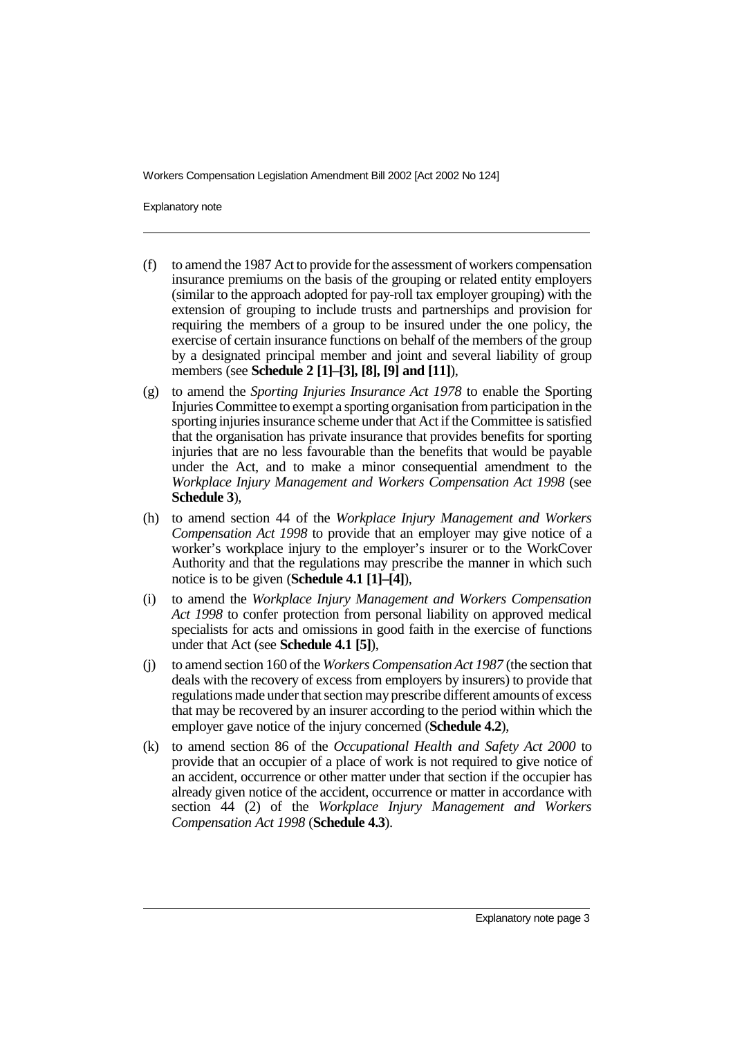(f) to amend the 1987 Act to provide for the assessment of workers compensation insurance premiums on the basis of the grouping or related entity employers (similar to the approach adopted for pay-roll tax employer grouping) with the extension of grouping to include trusts and partnerships and provision for requiring the members of a group to be insured under the one policy, the exercise of certain insurance functions on behalf of the members of the group by a designated principal member and joint and several liability of group members (see **Schedule 2 [1]–[3], [8], [9] and [11]**),

(g) to amend the *Sporting Injuries Insurance Act 1978* to enable the Sporting Injuries Committee to exempt a sporting organisation from participation in the sporting injuries insurance scheme under that Act if the Committee is satisfied that the organisation has private insurance that provides benefits for sporting injuries that are no less favourable than the benefits that would be payable under the Act, and to make a minor consequential amendment to the *Workplace Injury Management and Workers Compensation Act 1998* (see **Schedule 3**),

(h) to amend section 44 of the *Workplace Injury Management and Workers Compensation Act 1998* to provide that an employer may give notice of a worker's workplace injury to the employer's insurer or to the WorkCover Authority and that the regulations may prescribe the manner in which such notice is to be given (**Schedule 4.1 [1]–[4]**),

(i) to amend the *Workplace Injury Management and Workers Compensation Act 1998* to confer protection from personal liability on approved medical specialists for acts and omissions in good faith in the exercise of functions under that Act (see **Schedule 4.1 [5]**),

(j) to amend section 160 of the *Workers Compensation Act 1987* (the section that deals with the recovery of excess from employers by insurers) to provide that regulations made under that section may prescribe different amounts of excess that may be recovered by an insurer according to the period within which the employer gave notice of the injury concerned (**Schedule 4.2**),

(k) to amend section 86 of the *Occupational Health and Safety Act 2000* to provide that an occupier of a place of work is not required to give notice of an accident, occurrence or other matter under that section if the occupier has already given notice of the accident, occurrence or matter in accordance with section 44 (2) of the *Workplace Injury Management and Workers Compensation Act 1998* (**Schedule 4.3**).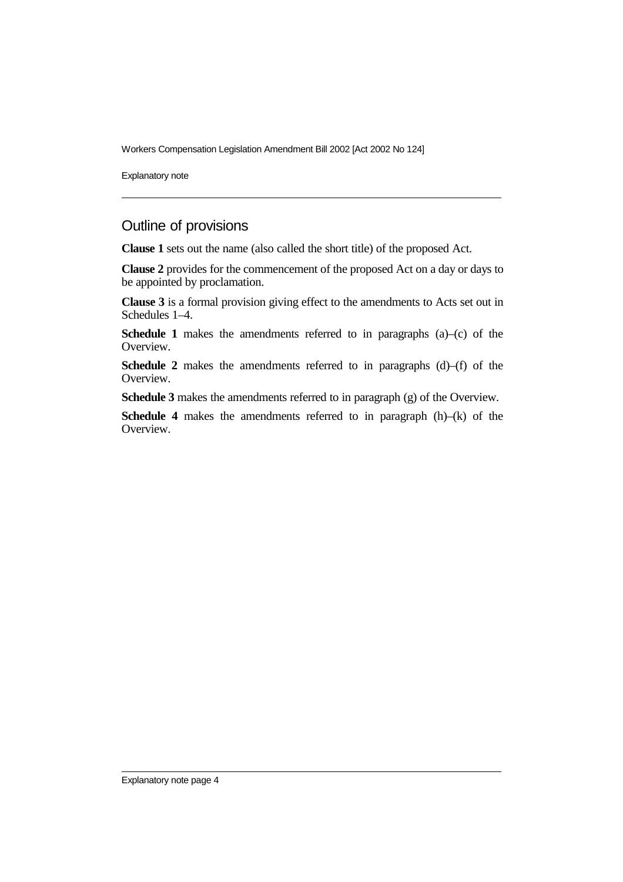## Outline of provisions

**Clause 1** sets out the name (also called the short title) of the proposed Act.

**Clause 2** provides for the commencement of the proposed Act on a day or days to be appointed by proclamation.

**Clause 3** is a formal provision giving effect to the amendments to Acts set out in Schedules 1–4.

**Schedule 1** makes the amendments referred to in paragraphs (a)–(c) of the Overview.

**Schedule 2** makes the amendments referred to in paragraphs (d)–(f) of the Overview.

**Schedule 3** makes the amendments referred to in paragraph (g) of the Overview.

**Schedule 4** makes the amendments referred to in paragraph (h)–(k) of the Overview.